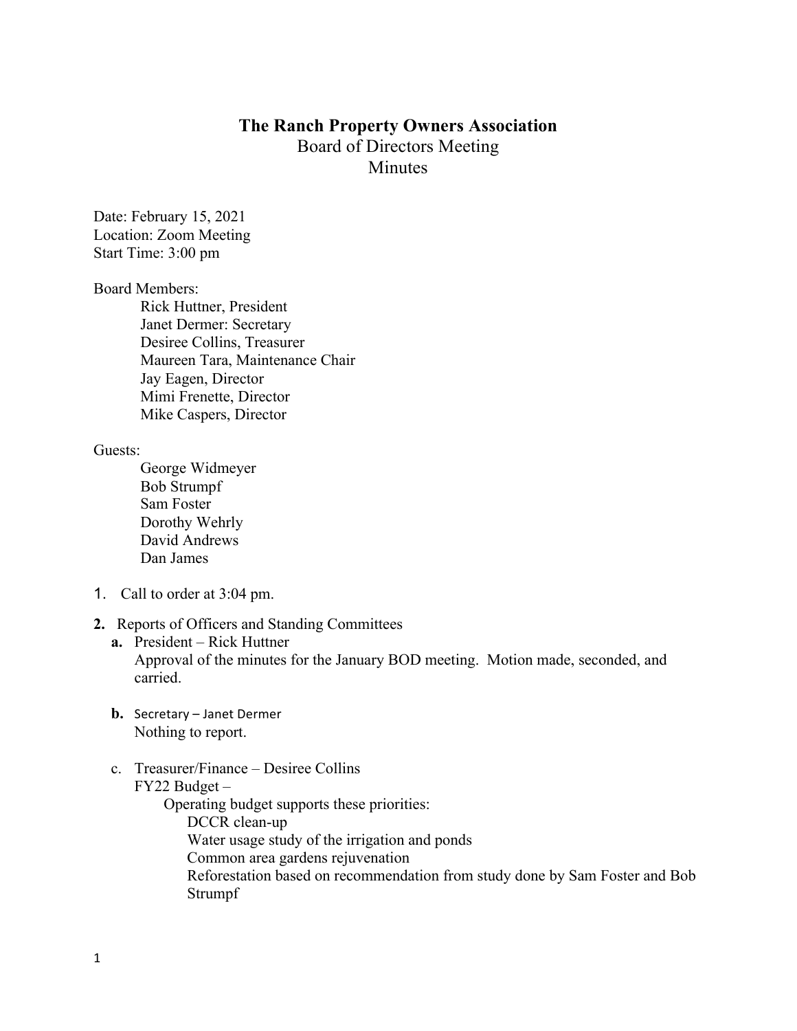# The Ranch Property Owners Association

Board of Directors Meeting

Minutes

Date: February 15, 2021
Location: Zoom Meeting
Start Time: 3:00 pm

Board Members:

- Rick Huttner, President
- Janet Dermer: Secretary
- Desiree Collins, Treasurer
- Maureen Tara, Maintenance Chair
- Jay Eagen, Director
- Mimi Frenette, Director
- Mike Caspers, Director

Guests:

- George Widmeyer
- Bob Strumpf
- Sam Foster
- Dorothy Wehrly
- David Andrews
- Dan James

1. Call to order at 3:04 pm.

2. Reports of Officers and Standing Committees

   a. President – Rick Huttner
   Approval of the minutes for the January BOD meeting. Motion made, seconded, and carried.

   b. Secretary – Janet Dermer
   Nothing to report.

   c. Treasurer/Finance – Desiree Collins
   FY22 Budget –
   - Operating budget supports these priorities:
     - DCCR clean-up
     - Water usage study of the irrigation and ponds
     - Common area gardens rejuvenation
     - Reforestation based on recommendation from study done by Sam Foster and Bob Strumpf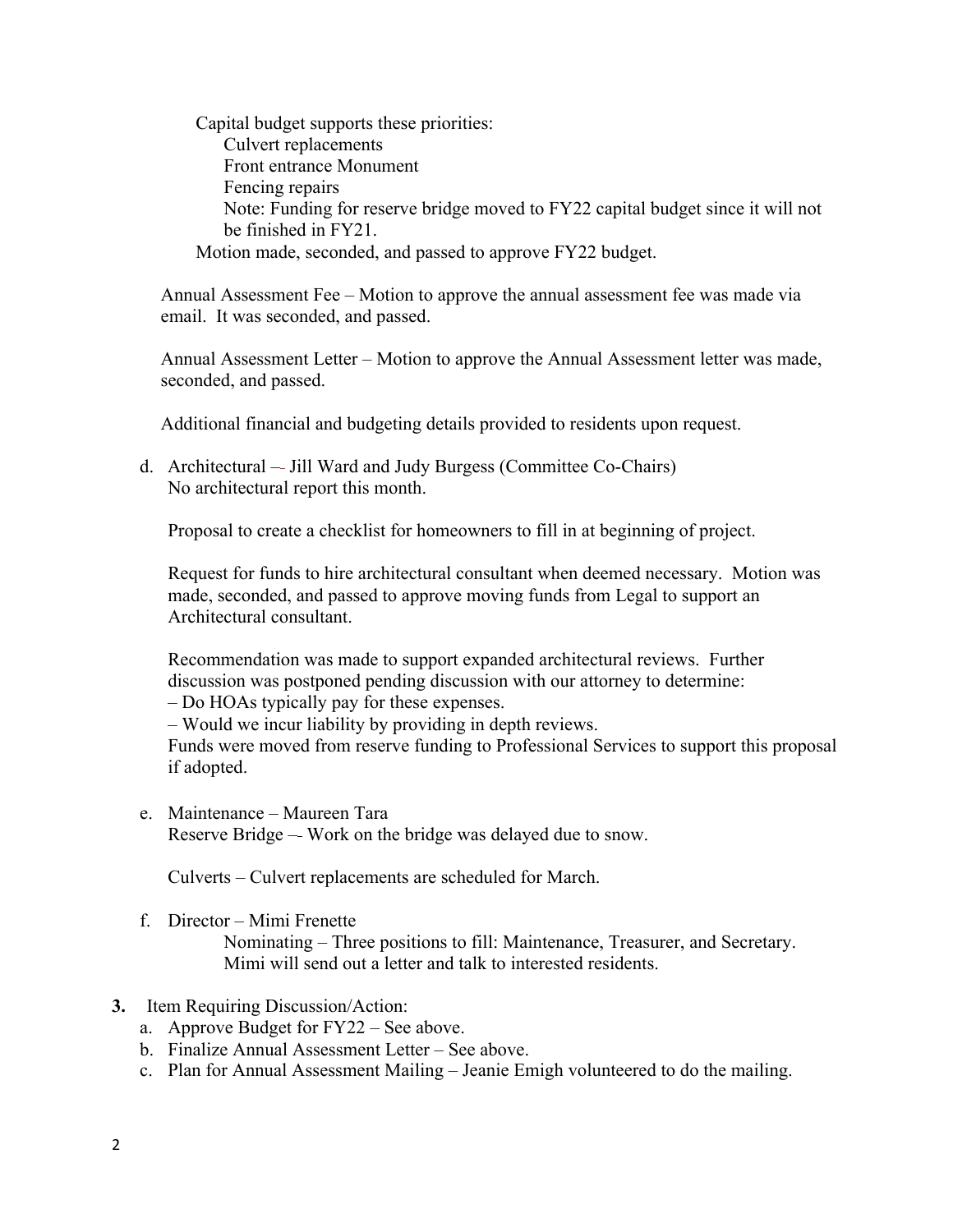Capital budget supports these priorities:
- Culvert replacements
- Front entrance Monument
- Fencing repairs
- Note: Funding for reserve bridge moved to FY22 capital budget since it will not be finished in FY21.

Motion made, seconded, and passed to approve FY22 budget.

Annual Assessment Fee – Motion to approve the annual assessment fee was made via email. It was seconded, and passed.

Annual Assessment Letter – Motion to approve the Annual Assessment letter was made, seconded, and passed.

Additional financial and budgeting details provided to residents upon request.

d. Architectural – Jill Ward and Judy Burgess (Committee Co-Chairs)
   No architectural report this month.

   Proposal to create a checklist for homeowners to fill in at beginning of project.

   Request for funds to hire architectural consultant when deemed necessary. Motion was made, seconded, and passed to approve moving funds from Legal to support an Architectural consultant.

   Recommendation was made to support expanded architectural reviews. Further discussion was postponed pending discussion with our attorney to determine:
   – Do HOAs typically pay for these expenses.
   – Would we incur liability by providing in depth reviews.
   Funds were moved from reserve funding to Professional Services to support this proposal if adopted.

e. Maintenance – Maureen Tara
   Reserve Bridge – Work on the bridge was delayed due to snow.

   Culverts – Culvert replacements are scheduled for March.

f. Director – Mimi Frenette
   Nominating – Three positions to fill: Maintenance, Treasurer, and Secretary. Mimi will send out a letter and talk to interested residents.

**3.** Item Requiring Discussion/Action:

a. Approve Budget for FY22 – See above.
b. Finalize Annual Assessment Letter – See above.
c. Plan for Annual Assessment Mailing – Jeanie Emigh volunteered to do the mailing.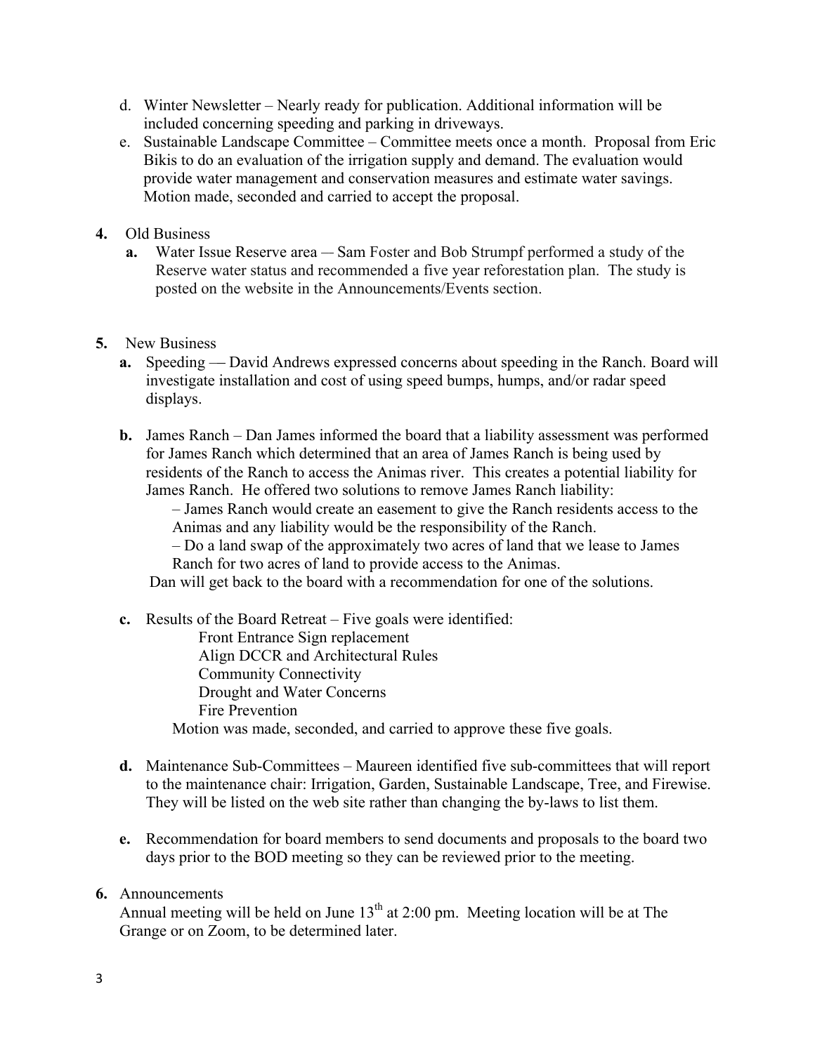d. Winter Newsletter – Nearly ready for publication. Additional information will be included concerning speeding and parking in driveways.

e. Sustainable Landscape Committee – Committee meets once a month. Proposal from Eric Bikis to do an evaluation of the irrigation supply and demand. The evaluation would provide water management and conservation measures and estimate water savings. Motion made, seconded and carried to accept the proposal.

**4.** Old Business

**a.** Water Issue Reserve area — Sam Foster and Bob Strumpf performed a study of the Reserve water status and recommended a five year reforestation plan. The study is posted on the website in the Announcements/Events section.

**5.** New Business

**a.** Speeding — David Andrews expressed concerns about speeding in the Ranch. Board will investigate installation and cost of using speed bumps, humps, and/or radar speed displays.

**b.** James Ranch – Dan James informed the board that a liability assessment was performed for James Ranch which determined that an area of James Ranch is being used by residents of the Ranch to access the Animas river. This creates a potential liability for James Ranch. He offered two solutions to remove James Ranch liability:

– James Ranch would create an easement to give the Ranch residents access to the Animas and any liability would be the responsibility of the Ranch.

– Do a land swap of the approximately two acres of land that we lease to James Ranch for two acres of land to provide access to the Animas.

Dan will get back to the board with a recommendation for one of the solutions.

**c.** Results of the Board Retreat – Five goals were identified:

Front Entrance Sign replacement
Align DCCR and Architectural Rules
Community Connectivity
Drought and Water Concerns
Fire Prevention

Motion was made, seconded, and carried to approve these five goals.

**d.** Maintenance Sub-Committees – Maureen identified five sub-committees that will report to the maintenance chair: Irrigation, Garden, Sustainable Landscape, Tree, and Firewise. They will be listed on the web site rather than changing the by-laws to list them.

**e.** Recommendation for board members to send documents and proposals to the board two days prior to the BOD meeting so they can be reviewed prior to the meeting.

**6.** Announcements

Annual meeting will be held on June 13th at 2:00 pm. Meeting location will be at The Grange or on Zoom, to be determined later.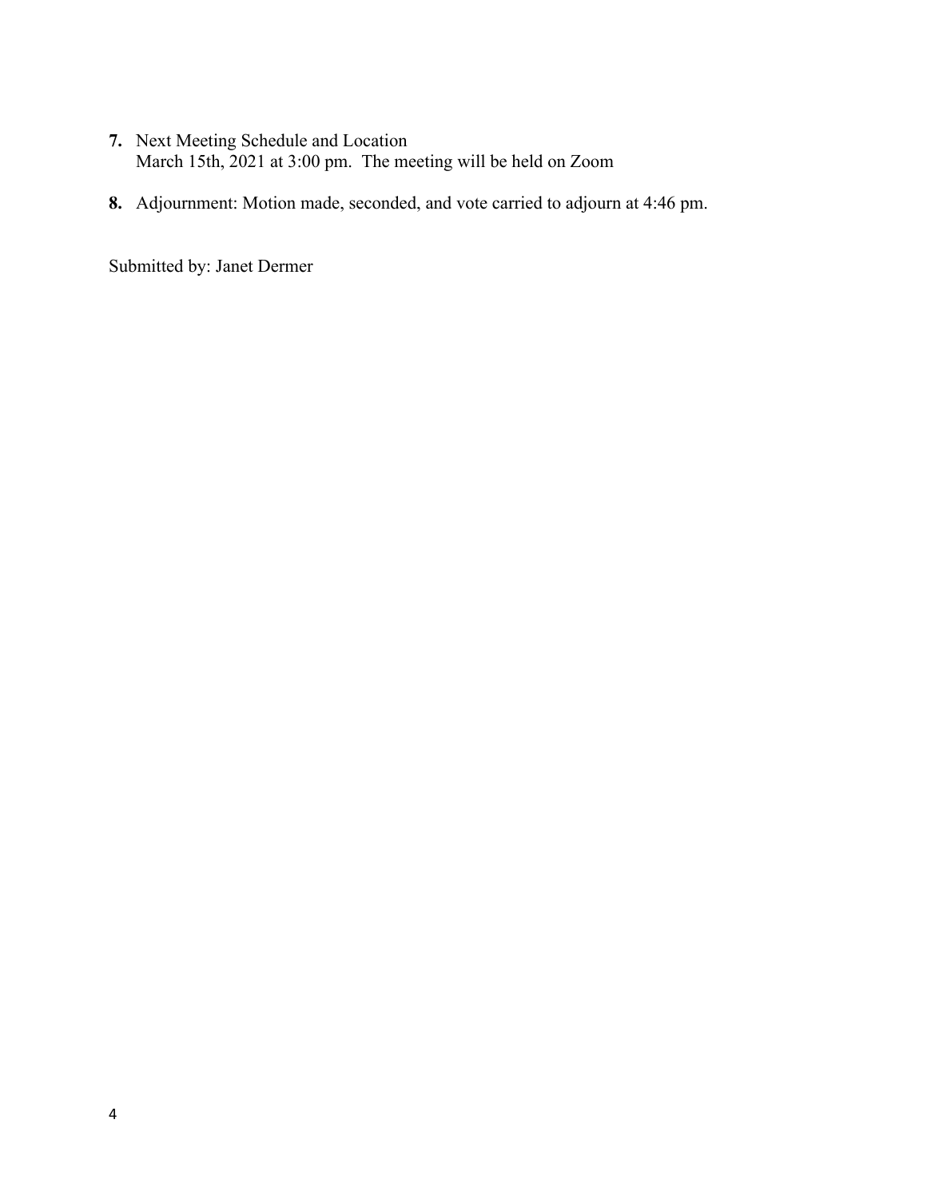**7.** Next Meeting Schedule and Location
March 15th, 2021 at 3:00 pm. The meeting will be held on Zoom

**8.** Adjournment: Motion made, seconded, and vote carried to adjourn at 4:46 pm.

Submitted by: Janet Dermer